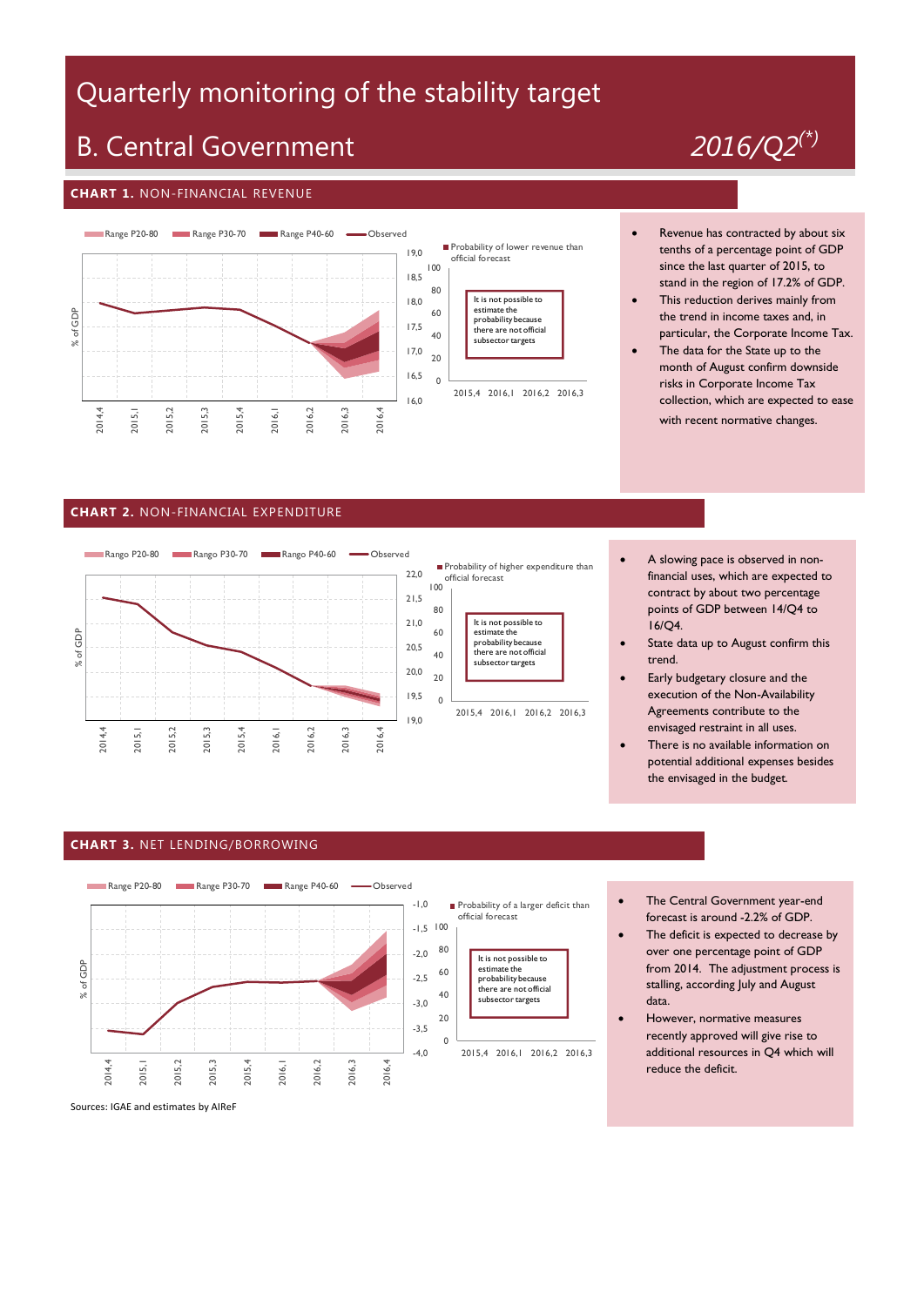# Quarterly monitoring of the stability target

## B. Central Government

*2016/Q2(*)*

### CHART 1. NON-FINANCIAL REVENUE

Range P20-80 | Range P30-70 | Range P40-60 | Observed

% of GDP

Probability of lower revenue than official forecast

It is not possible to estimate the probability because there are not official subsector targets

- Revenue has contracted by about six tenths of a percentage point of GDP since the last quarter of 2015, to stand in the region of 17.2% of GDP.
- This reduction derives mainly from the trend in income taxes and, in particular, the Corporate Income Tax.
- The data for the State up to the month of August confirm downside risks in Corporate Income Tax collection, which are expected to ease with recent normative changes.

### CHART 2. NON-FINANCIAL EXPENDITURE

Rango P20-80 | Rango P30-70 | Rango P40-60 | Observed

% of GDP

Probability of higher expenditure than official forecast

It is not possible to estimate the probability because there are not official subsector targets

- A slowing pace is observed in non-financial uses, which are expected to contract by about two percentage points of GDP between 14/Q4 to 16/Q4.
- State data up to August confirm this trend.
- Early budgetary closure and the execution of the Non-Availability Agreements contribute to the envisaged restraint in all uses.
- There is no available information on potential additional expenses besides the envisaged in the budget.

### CHART 3. NET LENDING/BORROWING

Range P20-80 | Range P30-70 | Range P40-60 | Observed

% of GDP

Probability of a larger deficit than official forecast

It is not possible to estimate the probability because there are not official subsector targets

- The Central Government year-end forecast is around -2.2% of GDP.
- The deficit is expected to decrease by over one percentage point of GDP from 2014. The adjustment process is stalling, according July and August data.
- However, normative measures recently approved will give rise to additional resources in Q4 which will reduce the deficit.

Sources: IGAE and estimates by AIReF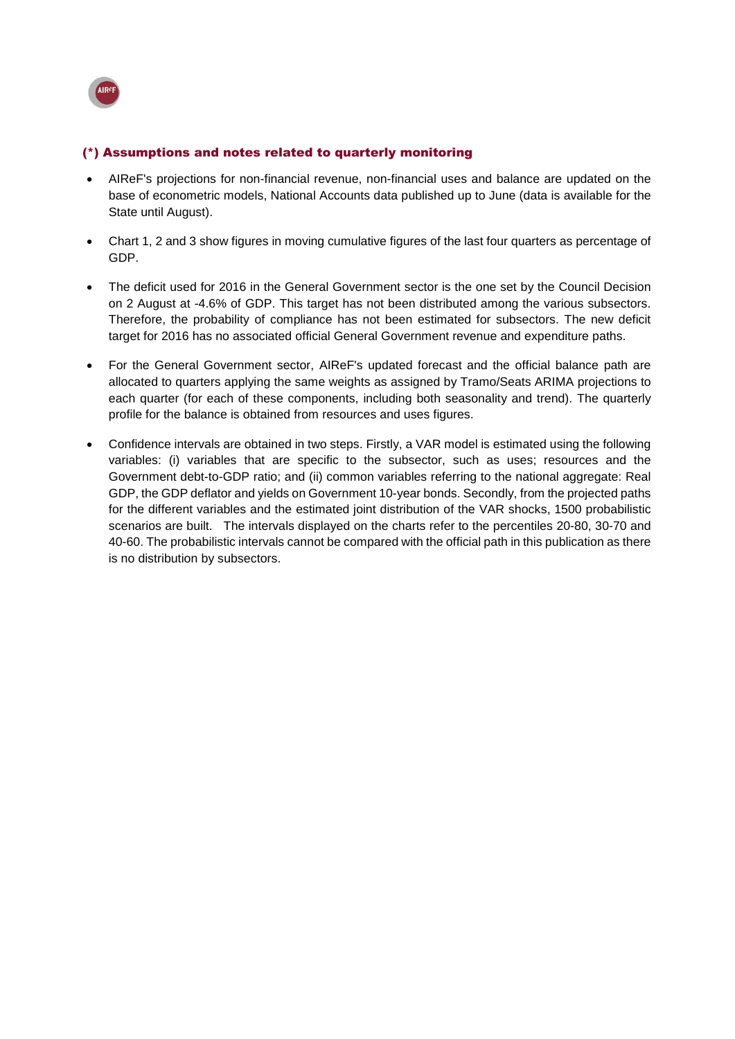## (*) Assumptions and notes related to quarterly monitoring

- AIReF's projections for non-financial revenue, non-financial uses and balance are updated on the base of econometric models, National Accounts data published up to June (data is available for the State until August).
- Chart 1, 2 and 3 show figures in moving cumulative figures of the last four quarters as percentage of GDP.
- The deficit used for 2016 in the General Government sector is the one set by the Council Decision on 2 August at -4.6% of GDP. This target has not been distributed among the various subsectors. Therefore, the probability of compliance has not been estimated for subsectors. The new deficit target for 2016 has no associated official General Government revenue and expenditure paths.
- For the General Government sector, AIReF's updated forecast and the official balance path are allocated to quarters applying the same weights as assigned by Tramo/Seats ARIMA projections to each quarter (for each of these components, including both seasonality and trend). The quarterly profile for the balance is obtained from resources and uses figures.
- Confidence intervals are obtained in two steps. Firstly, a VAR model is estimated using the following variables: (i) variables that are specific to the subsector, such as uses; resources and the Government debt-to-GDP ratio; and (ii) common variables referring to the national aggregate: Real GDP, the GDP deflator and yields on Government 10-year bonds. Secondly, from the projected paths for the different variables and the estimated joint distribution of the VAR shocks, 1500 probabilistic scenarios are built. The intervals displayed on the charts refer to the percentiles 20-80, 30-70 and 40-60. The probabilistic intervals cannot be compared with the official path in this publication as there is no distribution by subsectors.